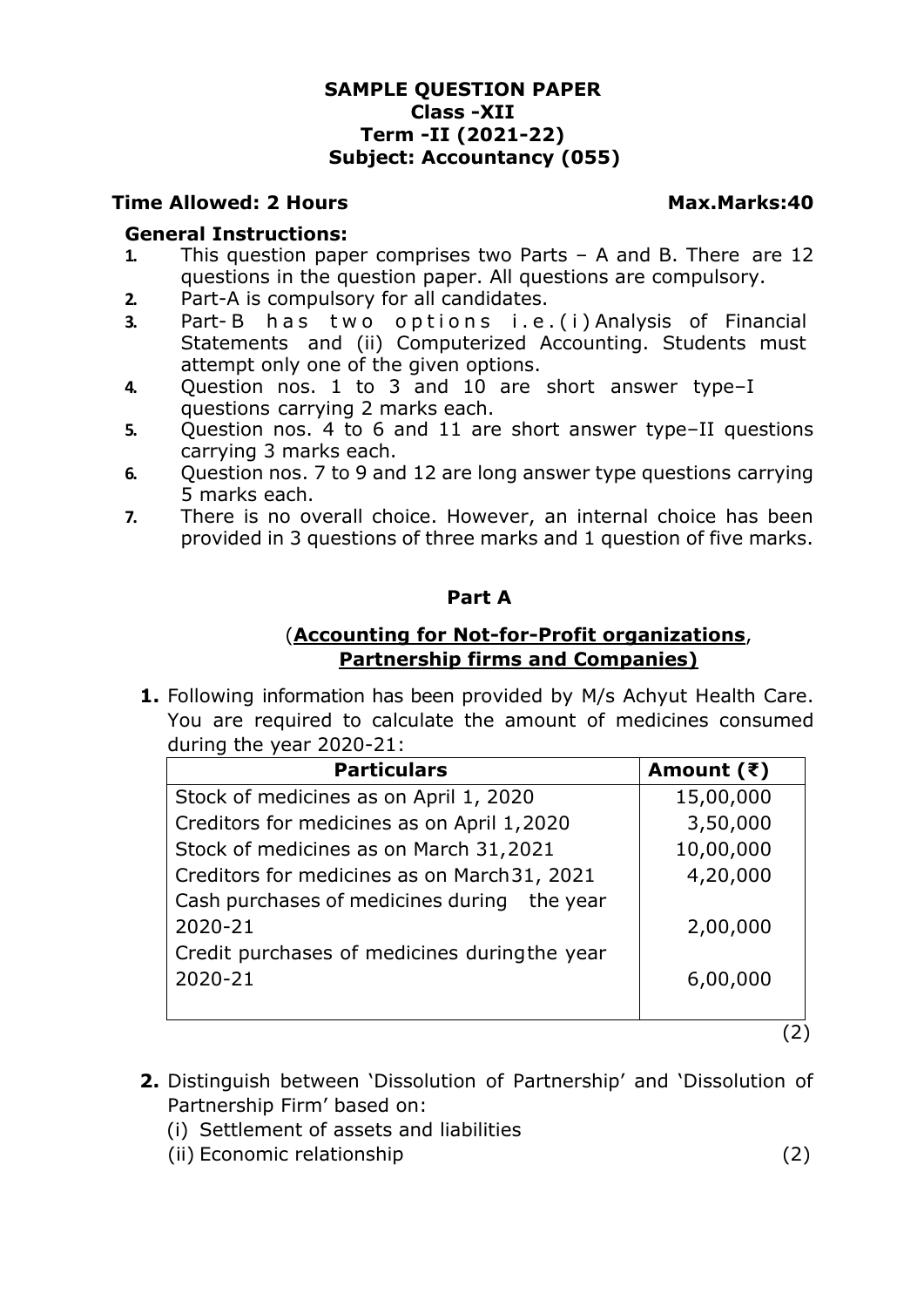**SAMPLE QUESTION PAPER**
**Class -XII**
**Term -II (2021-22)**
**Subject: Accountancy (055)**

**Time Allowed: 2 Hours** **Max.Marks:40**

**General Instructions:**

1. This question paper comprises two Parts – A and B. There are 12 questions in the question paper. All questions are compulsory.
2. Part-A is compulsory for all candidates.
3. Part-B has two options i.e.(i) Analysis of Financial Statements and (ii) Computerized Accounting. Students must attempt only one of the given options.
4. Question nos. 1 to 3 and 10 are short answer type–I questions carrying 2 marks each.
5. Question nos. 4 to 6 and 11 are short answer type–II questions carrying 3 marks each.
6. Question nos. 7 to 9 and 12 are long answer type questions carrying 5 marks each.
7. There is no overall choice. However, an internal choice has been provided in 3 questions of three marks and 1 question of five marks.

## Part A

### (**Accounting for Not-for-Profit organizations**, **Partnership firms and Companies)**

**1.** Following information has been provided by M/s Achyut Health Care. You are required to calculate the amount of medicines consumed during the year 2020-21:

| Particulars | Amount (₹) |
|---|---|
| Stock of medicines as on April 1, 2020 | 15,00,000 |
| Creditors for medicines as on April 1,2020 | 3,50,000 |
| Stock of medicines as on March 31,2021 | 10,00,000 |
| Creditors for medicines as on March 31, 2021 | 4,20,000 |
| Cash purchases of medicines during the year 2020-21 | 2,00,000 |
| Credit purchases of medicines during the year 2020-21 | 6,00,000 |

(2)

**2.** Distinguish between 'Dissolution of Partnership' and 'Dissolution of Partnership Firm' based on:

(i) Settlement of assets and liabilities

(ii) Economic relationship (2)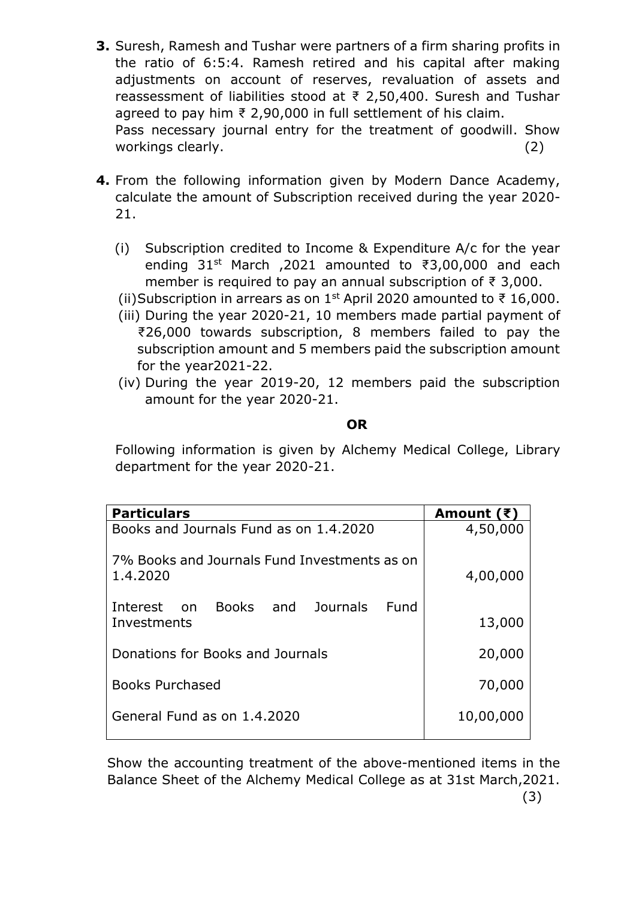**3.** Suresh, Ramesh and Tushar were partners of a firm sharing profits in the ratio of 6:5:4. Ramesh retired and his capital after making adjustments on account of reserves, revaluation of assets and reassessment of liabilities stood at ₹ 2,50,400. Suresh and Tushar agreed to pay him ₹ 2,90,000 in full settlement of his claim.
Pass necessary journal entry for the treatment of goodwill. Show workings clearly. (2)

**4.** From the following information given by Modern Dance Academy, calculate the amount of Subscription received during the year 2020-21.

(i) Subscription credited to Income & Expenditure A/c for the year ending 31st March ,2021 amounted to ₹3,00,000 and each member is required to pay an annual subscription of ₹ 3,000.

(ii) Subscription in arrears as on 1st April 2020 amounted to ₹ 16,000.

(iii) During the year 2020-21, 10 members made partial payment of ₹26,000 towards subscription, 8 members failed to pay the subscription amount and 5 members paid the subscription amount for the year2021-22.

(iv) During the year 2019-20, 12 members paid the subscription amount for the year 2020-21.

**OR**

Following information is given by Alchemy Medical College, Library department for the year 2020-21.

| Particulars | Amount (₹) |
|---|---|
| Books and Journals Fund as on 1.4.2020 | 4,50,000 |
| 7% Books and Journals Fund Investments as on 1.4.2020 | 4,00,000 |
| Interest on Books and Journals Fund Investments | 13,000 |
| Donations for Books and Journals | 20,000 |
| Books Purchased | 70,000 |
| General Fund as on 1.4.2020 | 10,00,000 |

Show the accounting treatment of the above-mentioned items in the Balance Sheet of the Alchemy Medical College as at 31st March,2021. (3)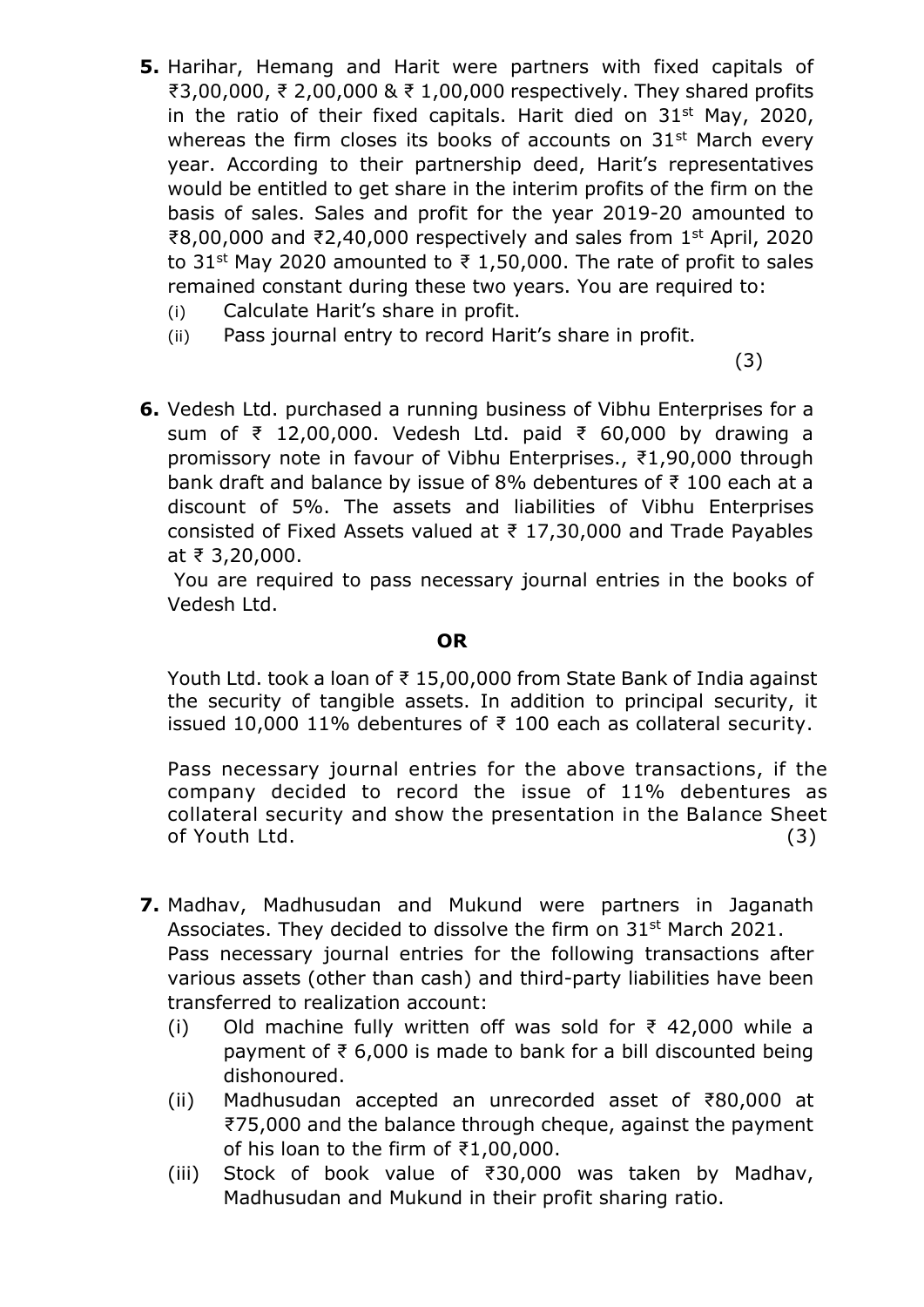**5.** Harihar, Hemang and Harit were partners with fixed capitals of ₹3,00,000, ₹ 2,00,000 & ₹ 1,00,000 respectively. They shared profits in the ratio of their fixed capitals. Harit died on 31st May, 2020, whereas the firm closes its books of accounts on 31st March every year. According to their partnership deed, Harit's representatives would be entitled to get share in the interim profits of the firm on the basis of sales. Sales and profit for the year 2019-20 amounted to ₹8,00,000 and ₹2,40,000 respectively and sales from 1st April, 2020 to 31st May 2020 amounted to ₹ 1,50,000. The rate of profit to sales remained constant during these two years. You are required to:

(i) Calculate Harit's share in profit.

(ii) Pass journal entry to record Harit's share in profit.

(3)

**6.** Vedesh Ltd. purchased a running business of Vibhu Enterprises for a sum of ₹ 12,00,000. Vedesh Ltd. paid ₹ 60,000 by drawing a promissory note in favour of Vibhu Enterprises., ₹1,90,000 through bank draft and balance by issue of 8% debentures of ₹ 100 each at a discount of 5%. The assets and liabilities of Vibhu Enterprises consisted of Fixed Assets valued at ₹ 17,30,000 and Trade Payables at ₹ 3,20,000.

You are required to pass necessary journal entries in the books of Vedesh Ltd.

**OR**

Youth Ltd. took a loan of ₹ 15,00,000 from State Bank of India against the security of tangible assets. In addition to principal security, it issued 10,000 11% debentures of ₹ 100 each as collateral security.

Pass necessary journal entries for the above transactions, if the company decided to record the issue of 11% debentures as collateral security and show the presentation in the Balance Sheet of Youth Ltd. (3)

**7.** Madhav, Madhusudan and Mukund were partners in Jaganath Associates. They decided to dissolve the firm on 31st March 2021. Pass necessary journal entries for the following transactions after various assets (other than cash) and third-party liabilities have been transferred to realization account:

(i) Old machine fully written off was sold for ₹ 42,000 while a payment of ₹ 6,000 is made to bank for a bill discounted being dishonoured.

(ii) Madhusudan accepted an unrecorded asset of ₹80,000 at ₹75,000 and the balance through cheque, against the payment of his loan to the firm of ₹1,00,000.

(iii) Stock of book value of ₹30,000 was taken by Madhav, Madhusudan and Mukund in their profit sharing ratio.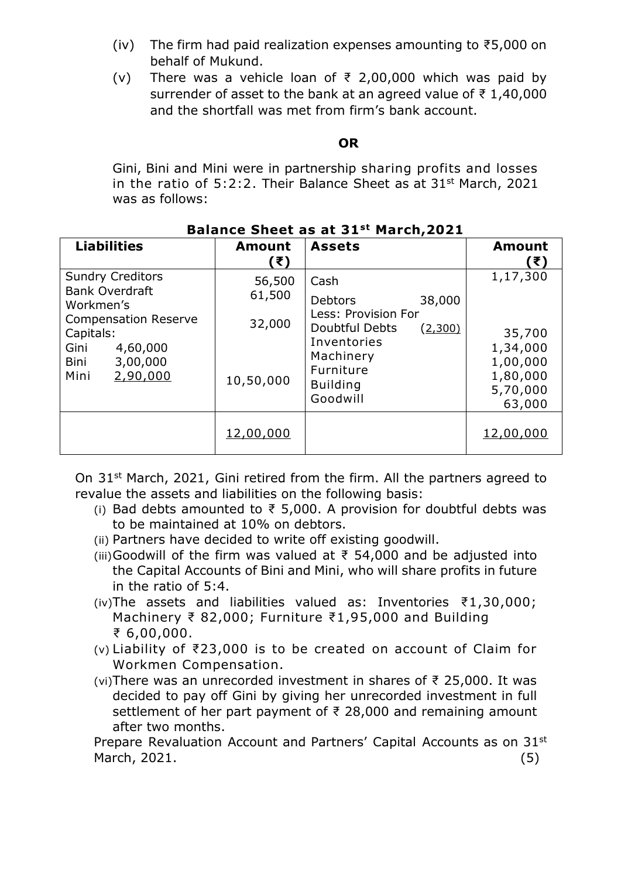(iv) The firm had paid realization expenses amounting to ₹5,000 on behalf of Mukund.

(v) There was a vehicle loan of ₹ 2,00,000 which was paid by surrender of asset to the bank at an agreed value of ₹ 1,40,000 and the shortfall was met from firm's bank account.

**OR**

Gini, Bini and Mini were in partnership sharing profits and losses in the ratio of 5:2:2. Their Balance Sheet as at 31st March, 2021 was as follows:

**Balance Sheet as at 31st March, 2021**

| Liabilities | Amount (₹) | Assets | Amount (₹) |
|---|---|---|---|
| Sundry Creditors | 56,500 | Cash | 1,17,300 |
| Bank Overdraft | 61,500 | Debtors 38,000 | |
| Workmen's Compensation Reserve | 32,000 | Less: Provision For Doubtful Debts (2,300) | 35,700 |
| Capitals: | | Inventories | 1,34,000 |
| Gini 4,60,000 | | Machinery | 1,00,000 |
| Bini 3,00,000 | | Furniture | 1,80,000 |
| Mini 2,90,000 | 10,50,000 | Building | 5,70,000 |
| | | Goodwill | 63,000 |
| | 12,00,000 | | 12,00,000 |

On 31st March, 2021, Gini retired from the firm. All the partners agreed to revalue the assets and liabilities on the following basis:

(i) Bad debts amounted to ₹ 5,000. A provision for doubtful debts was to be maintained at 10% on debtors.

(ii) Partners have decided to write off existing goodwill.

(iii) Goodwill of the firm was valued at ₹ 54,000 and be adjusted into the Capital Accounts of Bini and Mini, who will share profits in future in the ratio of 5:4.

(iv) The assets and liabilities valued as: Inventories ₹1,30,000; Machinery ₹ 82,000; Furniture ₹1,95,000 and Building ₹ 6,00,000.

(v) Liability of ₹23,000 is to be created on account of Claim for Workmen Compensation.

(vi) There was an unrecorded investment in shares of ₹ 25,000. It was decided to pay off Gini by giving her unrecorded investment in full settlement of her part payment of ₹ 28,000 and remaining amount after two months.

Prepare Revaluation Account and Partners' Capital Accounts as on 31st March, 2021. (5)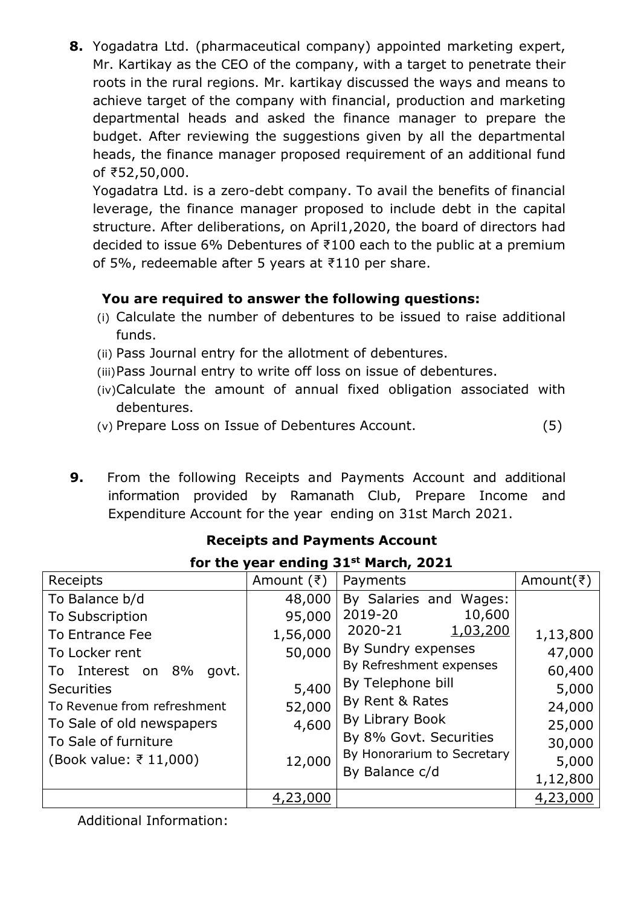**8.** Yogadatra Ltd. (pharmaceutical company) appointed marketing expert, Mr. Kartikay as the CEO of the company, with a target to penetrate their roots in the rural regions. Mr. kartikay discussed the ways and means to achieve target of the company with financial, production and marketing departmental heads and asked the finance manager to prepare the budget. After reviewing the suggestions given by all the departmental heads, the finance manager proposed requirement of an additional fund of ₹52,50,000.

Yogadatra Ltd. is a zero-debt company. To avail the benefits of financial leverage, the finance manager proposed to include debt in the capital structure. After deliberations, on April1,2020, the board of directors had decided to issue 6% Debentures of ₹100 each to the public at a premium of 5%, redeemable after 5 years at ₹110 per share.

**You are required to answer the following questions:**

(i) Calculate the number of debentures to be issued to raise additional funds.

(ii) Pass Journal entry for the allotment of debentures.

(iii) Pass Journal entry to write off loss on issue of debentures.

(iv) Calculate the amount of annual fixed obligation associated with debentures.

(v) Prepare Loss on Issue of Debentures Account. (5)

**9.** From the following Receipts and Payments Account and additional information provided by Ramanath Club, Prepare Income and Expenditure Account for the year ending on 31st March 2021.

**Receipts and Payments Account**

**for the year ending 31st March, 2021**

| Receipts | Amount (₹) | Payments | Amount(₹) |
|---|---|---|---|
| To Balance b/d | 48,000 | By Salaries and Wages: | |
| To Subscription | 95,000 | 2019-20 10,600 | |
| To Entrance Fee | 1,56,000 | 2020-21 1,03,200 | 1,13,800 |
| To Locker rent | 50,000 | By Sundry expenses | 47,000 |
| To Interest on 8% govt. Securities | 5,400 | By Refreshment expenses | 60,400 |
| To Revenue from refreshment | 52,000 | By Telephone bill | 5,000 |
| To Sale of old newspapers | 4,600 | By Rent & Rates | 24,000 |
| To Sale of furniture (Book value: ₹ 11,000) | 12,000 | By Library Book | 25,000 |
| | | By 8% Govt. Securities | 30,000 |
| | | By Honorarium to Secretary | 5,000 |
| | | By Balance c/d | 1,12,800 |
| | 4,23,000 | | 4,23,000 |

Additional Information: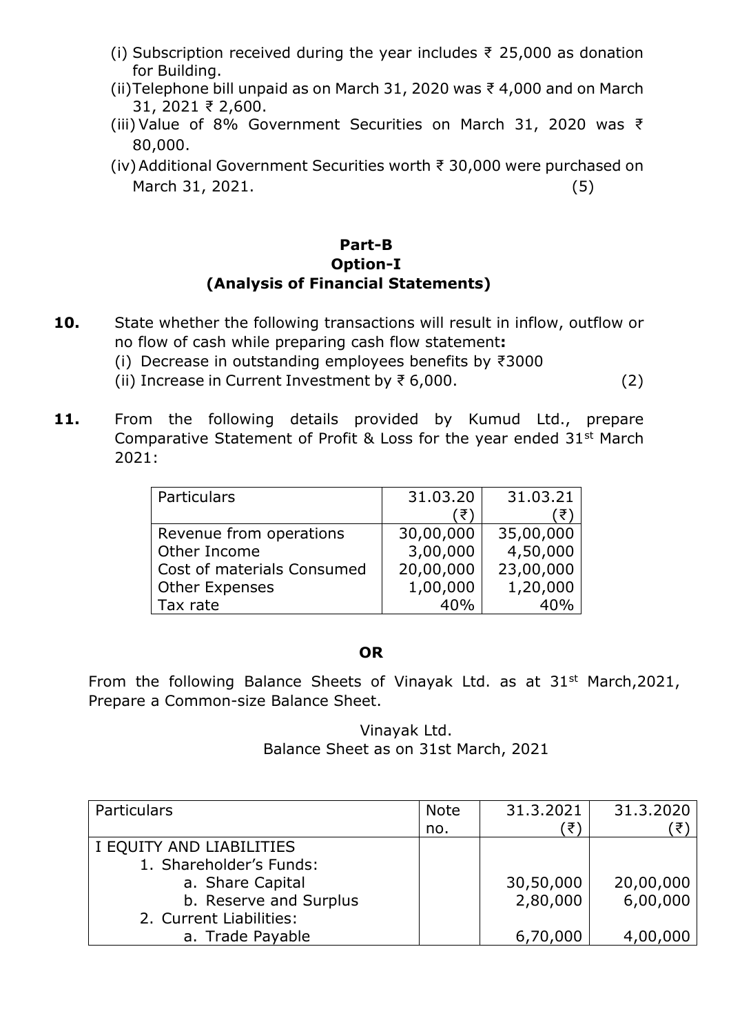(i) Subscription received during the year includes ₹ 25,000 as donation for Building.

(ii) Telephone bill unpaid as on March 31, 2020 was ₹ 4,000 and on March 31, 2021 ₹ 2,600.

(iii) Value of 8% Government Securities on March 31, 2020 was ₹ 80,000.

(iv) Additional Government Securities worth ₹ 30,000 were purchased on March 31, 2021. (5)

## Part-B
## Option-I
## (Analysis of Financial Statements)

**10.** State whether the following transactions will result in inflow, outflow or no flow of cash while preparing cash flow statement**:**

(i) Decrease in outstanding employees benefits by ₹3000

(ii) Increase in Current Investment by ₹ 6,000. (2)

**11.** From the following details provided by Kumud Ltd., prepare Comparative Statement of Profit & Loss for the year ended 31st March 2021:

| Particulars | 31.03.20 (₹) | 31.03.21 (₹) |
|---|---|---|
| Revenue from operations | 30,00,000 | 35,00,000 |
| Other Income | 3,00,000 | 4,50,000 |
| Cost of materials Consumed | 20,00,000 | 23,00,000 |
| Other Expenses | 1,00,000 | 1,20,000 |
| Tax rate | 40% | 40% |

**OR**

From the following Balance Sheets of Vinayak Ltd. as at 31st March,2021, Prepare a Common-size Balance Sheet.

Vinayak Ltd.
Balance Sheet as on 31st March, 2021

| Particulars | Note no. | 31.3.2021 (₹) | 31.3.2020 (₹) |
|---|---|---|---|
| I EQUITY AND LIABILITIES | | | |
| 1. Shareholder's Funds: | | | |
| a. Share Capital | | 30,50,000 | 20,00,000 |
| b. Reserve and Surplus | | 2,80,000 | 6,00,000 |
| 2. Current Liabilities: | | | |
| a. Trade Payable | | 6,70,000 | 4,00,000 |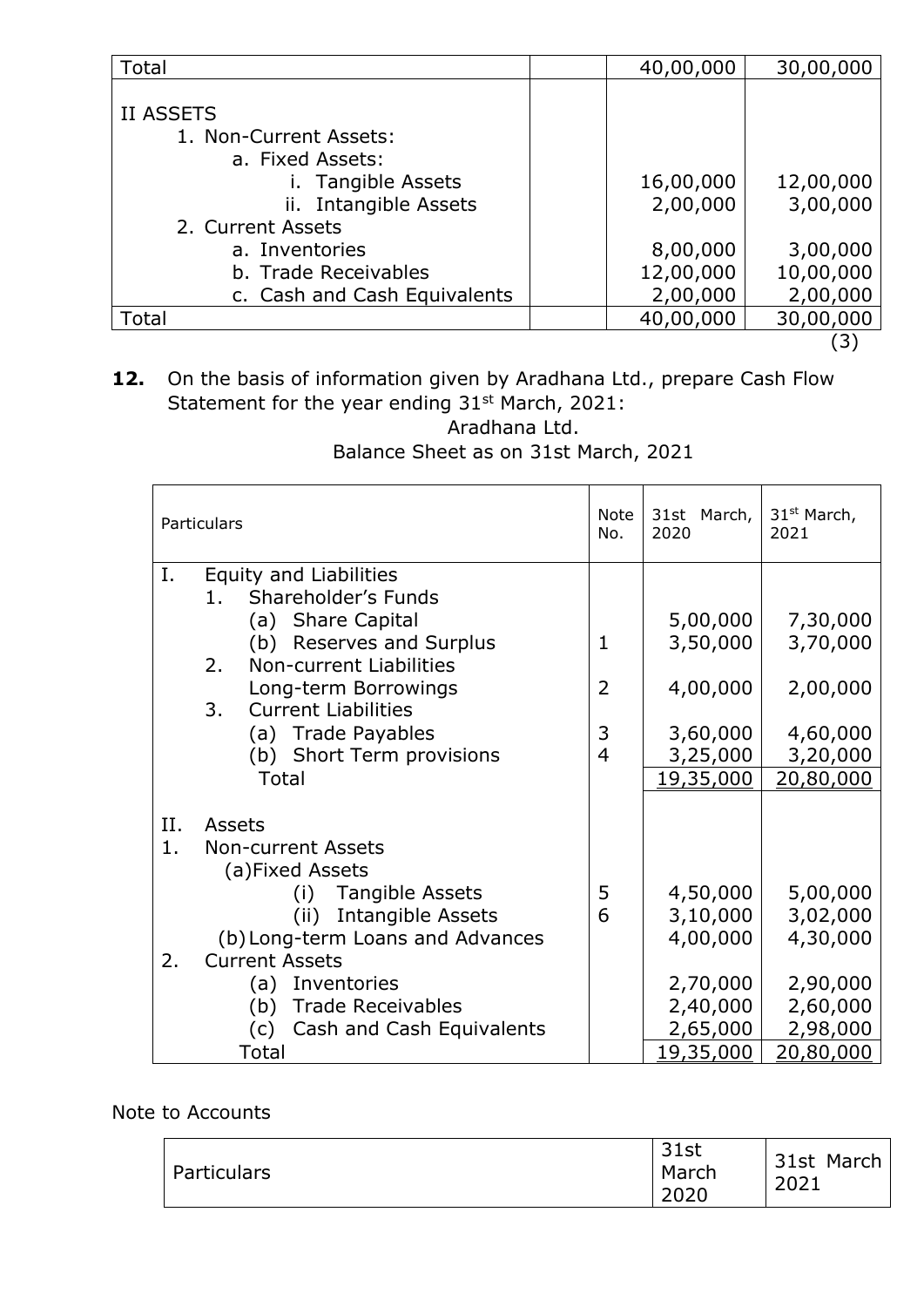| Total | | 40,00,000 | 30,00,000 |
|---|---|---|---|
| II ASSETS | | | |
| 1. Non-Current Assets: | | | |
| a. Fixed Assets: | | | |
| i. Tangible Assets | | 16,00,000 | 12,00,000 |
| ii. Intangible Assets | | 2,00,000 | 3,00,000 |
| 2. Current Assets | | | |
| a. Inventories | | 8,00,000 | 3,00,000 |
| b. Trade Receivables | | 12,00,000 | 10,00,000 |
| c. Cash and Cash Equivalents | | 2,00,000 | 2,00,000 |
| Total | | 40,00,000 | 30,00,000 |

(3)

**12.** On the basis of information given by Aradhana Ltd., prepare Cash Flow Statement for the year ending 31st March, 2021:

Aradhana Ltd.

Balance Sheet as on 31st March, 2021

| Particulars | Note No. | 31st March, 2020 | 31st March, 2021 |
|---|---|---|---|
| I. Equity and Liabilities | | | |
| 1. Shareholder's Funds | | | |
| (a) Share Capital | | 5,00,000 | 7,30,000 |
| (b) Reserves and Surplus | 1 | 3,50,000 | 3,70,000 |
| 2. Non-current Liabilities | | | |
| Long-term Borrowings | 2 | 4,00,000 | 2,00,000 |
| 3. Current Liabilities | | | |
| (a) Trade Payables | 3 | 3,60,000 | 4,60,000 |
| (b) Short Term provisions | 4 | 3,25,000 | 3,20,000 |
| Total | | 19,35,000 | 20,80,000 |
| II. Assets | | | |
| 1. Non-current Assets | | | |
| (a) Fixed Assets | | | |
| (i) Tangible Assets | 5 | 4,50,000 | 5,00,000 |
| (ii) Intangible Assets | 6 | 3,10,000 | 3,02,000 |
| (b) Long-term Loans and Advances | | 4,00,000 | 4,30,000 |
| 2. Current Assets | | | |
| (a) Inventories | | 2,70,000 | 2,90,000 |
| (b) Trade Receivables | | 2,40,000 | 2,60,000 |
| (c) Cash and Cash Equivalents | | 2,65,000 | 2,98,000 |
| Total | | 19,35,000 | 20,80,000 |

Note to Accounts

| Particulars | 31st March 2020 | 31st March 2021 |
|---|---|---|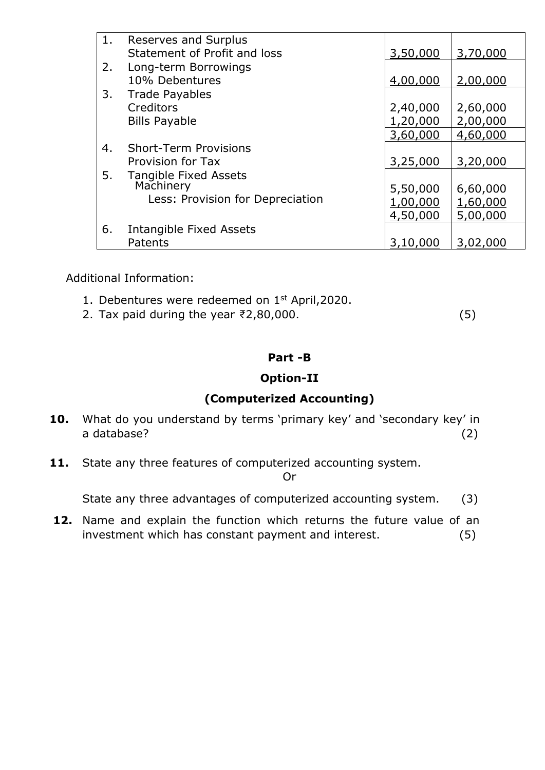| | | | |
|---|---|---|---|
| 1. | Reserves and Surplus<br>Statement of Profit and loss | 3,50,000 | 3,70,000 |
| 2. | Long-term Borrowings<br>10% Debentures | 4,00,000 | 2,00,000 |
| 3. | Trade Payables<br>Creditors<br>Bills Payable | 2,40,000<br>1,20,000<br>3,60,000 | 2,60,000<br>2,00,000<br>4,60,000 |
| 4. | Short-Term Provisions<br>Provision for Tax | 3,25,000 | 3,20,000 |
| 5. | Tangible Fixed Assets<br>Machinery<br>Less: Provision for Depreciation | 5,50,000<br>1,00,000<br>4,50,000 | 6,60,000<br>1,60,000<br>5,00,000 |
| 6. | Intangible Fixed Assets<br>Patents | 3,10,000 | 3,02,000 |

Additional Information:

1. Debentures were redeemed on 1st April,2020.
2. Tax paid during the year ₹2,80,000. (5)

## Part -B

### Option-II

### (Computerized Accounting)

**10.** What do you understand by terms 'primary key' and 'secondary key' in a database? (2)

**11.** State any three features of computerized accounting system.

Or

State any three advantages of computerized accounting system. (3)

**12.** Name and explain the function which returns the future value of an investment which has constant payment and interest. (5)